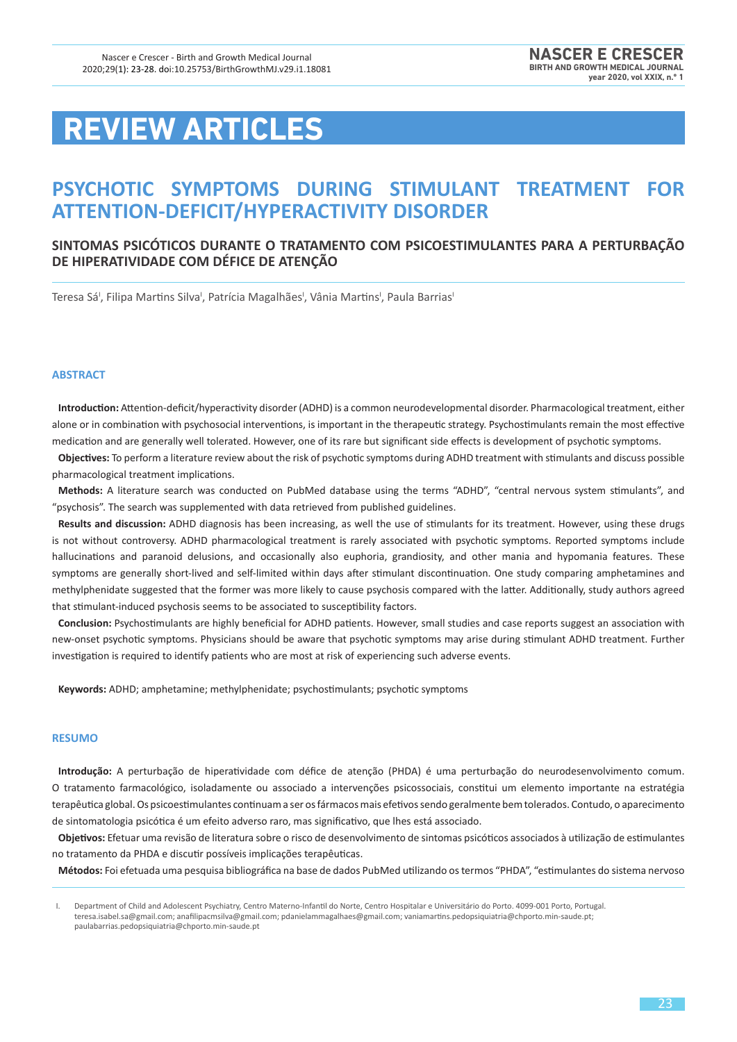# REVIEW ARTICLES

## PSYCHOTIC SYMPTOMS DURING STIMULANT TREATMENT FOR ATTENTION-DEFICIT/HYPERACTIVITY DISORDER

### SINTOMAS PSICÓTICOS DURANTE O TRATAMENTO COM PSICOESTIMULANTES PARA A PERTURBAÇÃO DE HIPERATIVIDADE COM DÉFICE DE ATENÇÃO

Teresa Sá[I], Filipa Martins Silva[I], Patrícia Magalhães[I], Vânia Martins[I], Paula Barrias[I]

### ABSTRACT

**Introduction:** Attention-deficit/hyperactivity disorder (ADHD) is a common neurodevelopmental disorder. Pharmacological treatment, either alone or in combination with psychosocial interventions, is important in the therapeutic strategy. Psychostimulants remain the most effective medication and are generally well tolerated. However, one of its rare but significant side effects is development of psychotic symptoms.

**Objectives:** To perform a literature review about the risk of psychotic symptoms during ADHD treatment with stimulants and discuss possible pharmacological treatment implications.

**Methods:** A literature search was conducted on PubMed database using the terms "ADHD", "central nervous system stimulants", and "psychosis". The search was supplemented with data retrieved from published guidelines.

**Results and discussion:** ADHD diagnosis has been increasing, as well the use of stimulants for its treatment. However, using these drugs is not without controversy. ADHD pharmacological treatment is rarely associated with psychotic symptoms. Reported symptoms include hallucinations and paranoid delusions, and occasionally also euphoria, grandiosity, and other mania and hypomania features. These symptoms are generally short-lived and self-limited within days after stimulant discontinuation. One study comparing amphetamines and methylphenidate suggested that the former was more likely to cause psychosis compared with the latter. Additionally, study authors agreed that stimulant-induced psychosis seems to be associated to susceptibility factors.

**Conclusion:** Psychostimulants are highly beneficial for ADHD patients. However, small studies and case reports suggest an association with new-onset psychotic symptoms. Physicians should be aware that psychotic symptoms may arise during stimulant ADHD treatment. Further investigation is required to identify patients who are most at risk of experiencing such adverse events.

**Keywords:** ADHD; amphetamine; methylphenidate; psychostimulants; psychotic symptoms

### RESUMO

**Introdução:** A perturbação de hiperatividade com défice de atenção (PHDA) é uma perturbação do neurodesenvolvimento comum. O tratamento farmacológico, isoladamente ou associado a intervenções psicossociais, constitui um elemento importante na estratégia terapêutica global. Os psicoestimulantes continuam a ser os fármacos mais efetivos sendo geralmente bem tolerados. Contudo, o aparecimento de sintomatologia psicótica é um efeito adverso raro, mas significativo, que lhes está associado.

**Objetivos:** Efetuar uma revisão de literatura sobre o risco de desenvolvimento de sintomas psicóticos associados à utilização de estimulantes no tratamento da PHDA e discutir possíveis implicações terapêuticas.

**Métodos:** Foi efetuada uma pesquisa bibliográfica na base de dados PubMed utilizando os termos "PHDA", "estimulantes do sistema nervoso

---

I. Department of Child and Adolescent Psychiatry, Centro Materno-Infantil do Norte, Centro Hospitalar e Universitário do Porto. 4099-001 Porto, Portugal. teresa.isabel.sa@gmail.com; anafilipacmsilva@gmail.com; pdanielammagalhaes@gmail.com; vaniamartins.pedopsiquiatria@chporto.min-saude.pt; paulabarrias.pedopsiquiatria@chporto.min-saude.pt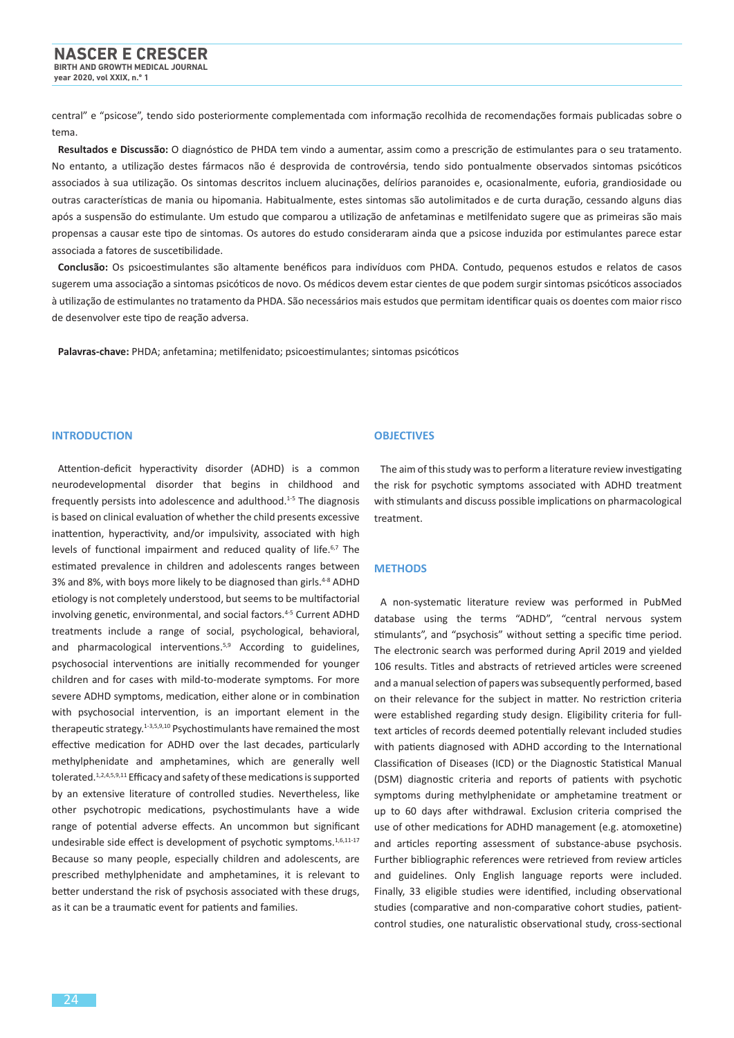central" e "psicose", tendo sido posteriormente complementada com informação recolhida de recomendações formais publicadas sobre o tema.

**Resultados e Discussão:** O diagnóstico de PHDA tem vindo a aumentar, assim como a prescrição de estimulantes para o seu tratamento. No entanto, a utilização destes fármacos não é desprovida de controvérsia, tendo sido pontualmente observados sintomas psicóticos associados à sua utilização. Os sintomas descritos incluem alucinações, delírios paranoides e, ocasionalmente, euforia, grandiosidade ou outras características de mania ou hipomania. Habitualmente, estes sintomas são autolimitados e de curta duração, cessando alguns dias após a suspensão do estimulante. Um estudo que comparou a utilização de anfetaminas e metilfenidato sugere que as primeiras são mais propensas a causar este tipo de sintomas. Os autores do estudo consideraram ainda que a psicose induzida por estimulantes parece estar associada a fatores de suscetibilidade.

**Conclusão:** Os psicoestimulantes são altamente benéficos para indivíduos com PHDA. Contudo, pequenos estudos e relatos de casos sugerem uma associação a sintomas psicóticos de novo. Os médicos devem estar cientes de que podem surgir sintomas psicóticos associados à utilização de estimulantes no tratamento da PHDA. São necessários mais estudos que permitam identificar quais os doentes com maior risco de desenvolver este tipo de reação adversa.

**Palavras-chave:** PHDA; anfetamina; metilfenidato; psicoestimulantes; sintomas psicóticos

## INTRODUCTION

Attention-deficit hyperactivity disorder (ADHD) is a common neurodevelopmental disorder that begins in childhood and frequently persists into adolescence and adulthood.[1-5] The diagnosis is based on clinical evaluation of whether the child presents excessive inattention, hyperactivity, and/or impulsivity, associated with high levels of functional impairment and reduced quality of life.[6,7] The estimated prevalence in children and adolescents ranges between 3% and 8%, with boys more likely to be diagnosed than girls.[4-8] ADHD etiology is not completely understood, but seems to be multifactorial involving genetic, environmental, and social factors.[4-5] Current ADHD treatments include a range of social, psychological, behavioral, and pharmacological interventions.[5,9] According to guidelines, psychosocial interventions are initially recommended for younger children and for cases with mild-to-moderate symptoms. For more severe ADHD symptoms, medication, either alone or in combination with psychosocial intervention, is an important element in the therapeutic strategy.[1-3,5,9,10] Psychostimulants have remained the most effective medication for ADHD over the last decades, particularly methylphenidate and amphetamines, which are generally well tolerated.[1,2,4,5,9,11] Efficacy and safety of these medications is supported by an extensive literature of controlled studies. Nevertheless, like other psychotropic medications, psychostimulants have a wide range of potential adverse effects. An uncommon but significant undesirable side effect is development of psychotic symptoms.[1,6,11-17] Because so many people, especially children and adolescents, are prescribed methylphenidate and amphetamines, it is relevant to better understand the risk of psychosis associated with these drugs, as it can be a traumatic event for patients and families.

## OBJECTIVES

The aim of this study was to perform a literature review investigating the risk for psychotic symptoms associated with ADHD treatment with stimulants and discuss possible implications on pharmacological treatment.

## METHODS

A non-systematic literature review was performed in PubMed database using the terms "ADHD", "central nervous system stimulants", and "psychosis" without setting a specific time period. The electronic search was performed during April 2019 and yielded 106 results. Titles and abstracts of retrieved articles were screened and a manual selection of papers was subsequently performed, based on their relevance for the subject in matter. No restriction criteria were established regarding study design. Eligibility criteria for full-text articles of records deemed potentially relevant included studies with patients diagnosed with ADHD according to the International Classification of Diseases (ICD) or the Diagnostic Statistical Manual (DSM) diagnostic criteria and reports of patients with psychotic symptoms during methylphenidate or amphetamine treatment or up to 60 days after withdrawal. Exclusion criteria comprised the use of other medications for ADHD management (e.g. atomoxetine) and articles reporting assessment of substance-abuse psychosis. Further bibliographic references were retrieved from review articles and guidelines. Only English language reports were included. Finally, 33 eligible studies were identified, including observational studies (comparative and non-comparative cohort studies, patient-control studies, one naturalistic observational study, cross-sectional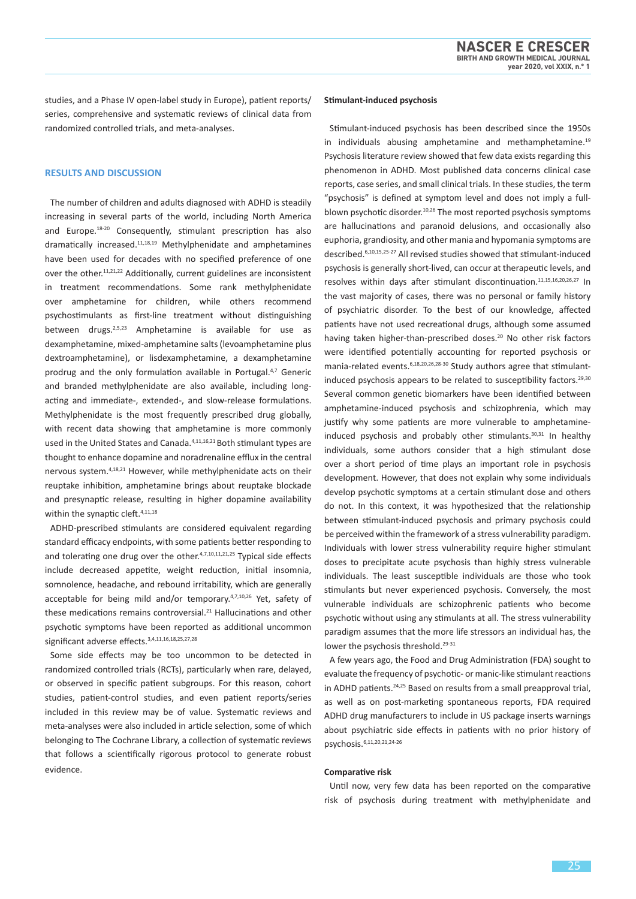studies, and a Phase IV open-label study in Europe), patient reports/series, comprehensive and systematic reviews of clinical data from randomized controlled trials, and meta-analyses.

## RESULTS AND DISCUSSION

The number of children and adults diagnosed with ADHD is steadily increasing in several parts of the world, including North America and Europe.[18-20] Consequently, stimulant prescription has also dramatically increased.[11,18,19] Methylphenidate and amphetamines have been used for decades with no specified preference of one over the other.[11,21,22] Additionally, current guidelines are inconsistent in treatment recommendations. Some rank methylphenidate over amphetamine for children, while others recommend psychostimulants as first-line treatment without distinguishing between drugs.[2,5,23] Amphetamine is available for use as dexamphetamine, mixed-amphetamine salts (levoamphetamine plus dextroamphetamine), or lisdexamphetamine, a dexamphetamine prodrug and the only formulation available in Portugal.[4,7] Generic and branded methylphenidate are also available, including long-acting and immediate-, extended-, and slow-release formulations. Methylphenidate is the most frequently prescribed drug globally, with recent data showing that amphetamine is more commonly used in the United States and Canada.[4,11,16,21] Both stimulant types are thought to enhance dopamine and noradrenaline efflux in the central nervous system.[4,18,21] However, while methylphenidate acts on their reuptake inhibition, amphetamine brings about reuptake blockade and presynaptic release, resulting in higher dopamine availability within the synaptic cleft.[4,11,18]

ADHD-prescribed stimulants are considered equivalent regarding standard efficacy endpoints, with some patients better responding to and tolerating one drug over the other.[4,7,10,11,21,25] Typical side effects include decreased appetite, weight reduction, initial insomnia, somnolence, headache, and rebound irritability, which are generally acceptable for being mild and/or temporary.[4,7,10,26] Yet, safety of these medications remains controversial.[21] Hallucinations and other psychotic symptoms have been reported as additional uncommon significant adverse effects.[3,4,11,16,18,25,27,28]

Some side effects may be too uncommon to be detected in randomized controlled trials (RCTs), particularly when rare, delayed, or observed in specific patient subgroups. For this reason, cohort studies, patient-control studies, and even patient reports/series included in this review may be of value. Systematic reviews and meta-analyses were also included in article selection, some of which belonging to The Cochrane Library, a collection of systematic reviews that follows a scientifically rigorous protocol to generate robust evidence.

### Stimulant-induced psychosis

Stimulant-induced psychosis has been described since the 1950s in individuals abusing amphetamine and methamphetamine.[19] Psychosis literature review showed that few data exists regarding this phenomenon in ADHD. Most published data concerns clinical case reports, case series, and small clinical trials. In these studies, the term "psychosis" is defined at symptom level and does not imply a full-blown psychotic disorder.[10,26] The most reported psychosis symptoms are hallucinations and paranoid delusions, and occasionally also euphoria, grandiosity, and other mania and hypomania symptoms are described.[6,10,15,25-27] All revised studies showed that stimulant-induced psychosis is generally short-lived, can occur at therapeutic levels, and resolves within days after stimulant discontinuation.[11,15,16,20,26,27] In the vast majority of cases, there was no personal or family history of psychiatric disorder. To the best of our knowledge, affected patients have not used recreational drugs, although some assumed having taken higher-than-prescribed doses.[20] No other risk factors were identified potentially accounting for reported psychosis or mania-related events.[6,18,20,26,28-30] Study authors agree that stimulant-induced psychosis appears to be related to susceptibility factors.[29,30] Several common genetic biomarkers have been identified between amphetamine-induced psychosis and schizophrenia, which may justify why some patients are more vulnerable to amphetamine-induced psychosis and probably other stimulants.[30,31] In healthy individuals, some authors consider that a high stimulant dose over a short period of time plays an important role in psychosis development. However, that does not explain why some individuals develop psychotic symptoms at a certain stimulant dose and others do not. In this context, it was hypothesized that the relationship between stimulant-induced psychosis and primary psychosis could be perceived within the framework of a stress vulnerability paradigm. Individuals with lower stress vulnerability require higher stimulant doses to precipitate acute psychosis than highly stress vulnerable individuals. The least susceptible individuals are those who took stimulants but never experienced psychosis. Conversely, the most vulnerable individuals are schizophrenic patients who become psychotic without using any stimulants at all. The stress vulnerability paradigm assumes that the more life stressors an individual has, the lower the psychosis threshold.[29-31]

A few years ago, the Food and Drug Administration (FDA) sought to evaluate the frequency of psychotic- or manic-like stimulant reactions in ADHD patients.[24,25] Based on results from a small preapproval trial, as well as on post-marketing spontaneous reports, FDA required ADHD drug manufacturers to include in US package inserts warnings about psychiatric side effects in patients with no prior history of psychosis.[6,11,20,21,24-26]

### Comparative risk

Until now, very few data has been reported on the comparative risk of psychosis during treatment with methylphenidate and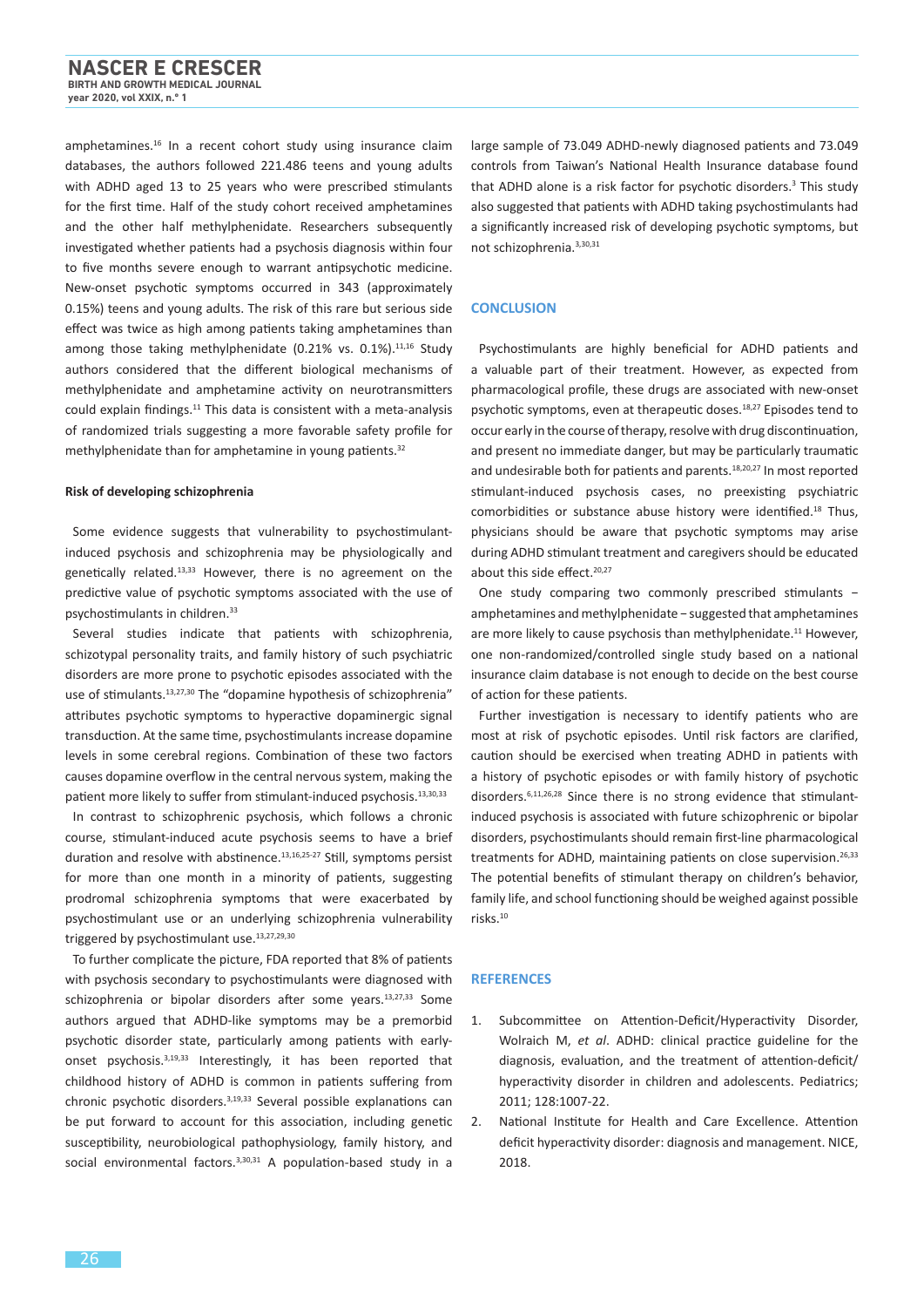amphetamines.[16] In a recent cohort study using insurance claim databases, the authors followed 221.486 teens and young adults with ADHD aged 13 to 25 years who were prescribed stimulants for the first time. Half of the study cohort received amphetamines and the other half methylphenidate. Researchers subsequently investigated whether patients had a psychosis diagnosis within four to five months severe enough to warrant antipsychotic medicine. New-onset psychotic symptoms occurred in 343 (approximately 0.15%) teens and young adults. The risk of this rare but serious side effect was twice as high among patients taking amphetamines than among those taking methylphenidate (0.21% vs. 0.1%).[11,16] Study authors considered that the different biological mechanisms of methylphenidate and amphetamine activity on neurotransmitters could explain findings.[11] This data is consistent with a meta-analysis of randomized trials suggesting a more favorable safety profile for methylphenidate than for amphetamine in young patients.[32]

#### Risk of developing schizophrenia

Some evidence suggests that vulnerability to psychostimulant-induced psychosis and schizophrenia may be physiologically and genetically related.[13,33] However, there is no agreement on the predictive value of psychotic symptoms associated with the use of psychostimulants in children.[33]

Several studies indicate that patients with schizophrenia, schizotypal personality traits, and family history of such psychiatric disorders are more prone to psychotic episodes associated with the use of stimulants.[13,27,30] The "dopamine hypothesis of schizophrenia" attributes psychotic symptoms to hyperactive dopaminergic signal transduction. At the same time, psychostimulants increase dopamine levels in some cerebral regions. Combination of these two factors causes dopamine overflow in the central nervous system, making the patient more likely to suffer from stimulant-induced psychosis.[13,30,33]

In contrast to schizophrenic psychosis, which follows a chronic course, stimulant-induced acute psychosis seems to have a brief duration and resolve with abstinence.[13,16,25-27] Still, symptoms persist for more than one month in a minority of patients, suggesting prodromal schizophrenia symptoms that were exacerbated by psychostimulant use or an underlying schizophrenia vulnerability triggered by psychostimulant use.[13,27,29,30]

To further complicate the picture, FDA reported that 8% of patients with psychosis secondary to psychostimulants were diagnosed with schizophrenia or bipolar disorders after some years.[13,27,33] Some authors argued that ADHD-like symptoms may be a premorbid psychotic disorder state, particularly among patients with early-onset psychosis.[3,19,33] Interestingly, it has been reported that childhood history of ADHD is common in patients suffering from chronic psychotic disorders.[3,19,33] Several possible explanations can be put forward to account for this association, including genetic susceptibility, neurobiological pathophysiology, family history, and social environmental factors.[3,30,31] A population-based study in a large sample of 73.049 ADHD-newly diagnosed patients and 73.049 controls from Taiwan's National Health Insurance database found that ADHD alone is a risk factor for psychotic disorders.[3] This study also suggested that patients with ADHD taking psychostimulants had a significantly increased risk of developing psychotic symptoms, but not schizophrenia.[3,30,31]

## CONCLUSION

Psychostimulants are highly beneficial for ADHD patients and a valuable part of their treatment. However, as expected from pharmacological profile, these drugs are associated with new-onset psychotic symptoms, even at therapeutic doses.[18,27] Episodes tend to occur early in the course of therapy, resolve with drug discontinuation, and present no immediate danger, but may be particularly traumatic and undesirable both for patients and parents.[18,20,27] In most reported stimulant-induced psychosis cases, no preexisting psychiatric comorbidities or substance abuse history were identified.[18] Thus, physicians should be aware that psychotic symptoms may arise during ADHD stimulant treatment and caregivers should be educated about this side effect.[20,27]

One study comparing two commonly prescribed stimulants – amphetamines and methylphenidate – suggested that amphetamines are more likely to cause psychosis than methylphenidate.[11] However, one non-randomized/controlled single study based on a national insurance claim database is not enough to decide on the best course of action for these patients.

Further investigation is necessary to identify patients who are most at risk of psychotic episodes. Until risk factors are clarified, caution should be exercised when treating ADHD in patients with a history of psychotic episodes or with family history of psychotic disorders.[6,11,26,28] Since there is no strong evidence that stimulant-induced psychosis is associated with future schizophrenic or bipolar disorders, psychostimulants should remain first-line pharmacological treatments for ADHD, maintaining patients on close supervision.[26,33] The potential benefits of stimulant therapy on children's behavior, family life, and school functioning should be weighed against possible risks.[10]

## REFERENCES

1. Subcommittee on Attention-Deficit/Hyperactivity Disorder, Wolraich M, *et al*. ADHD: clinical practice guideline for the diagnosis, evaluation, and the treatment of attention-deficit/hyperactivity disorder in children and adolescents. Pediatrics; 2011; 128:1007-22.
2. National Institute for Health and Care Excellence. Attention deficit hyperactivity disorder: diagnosis and management. NICE, 2018.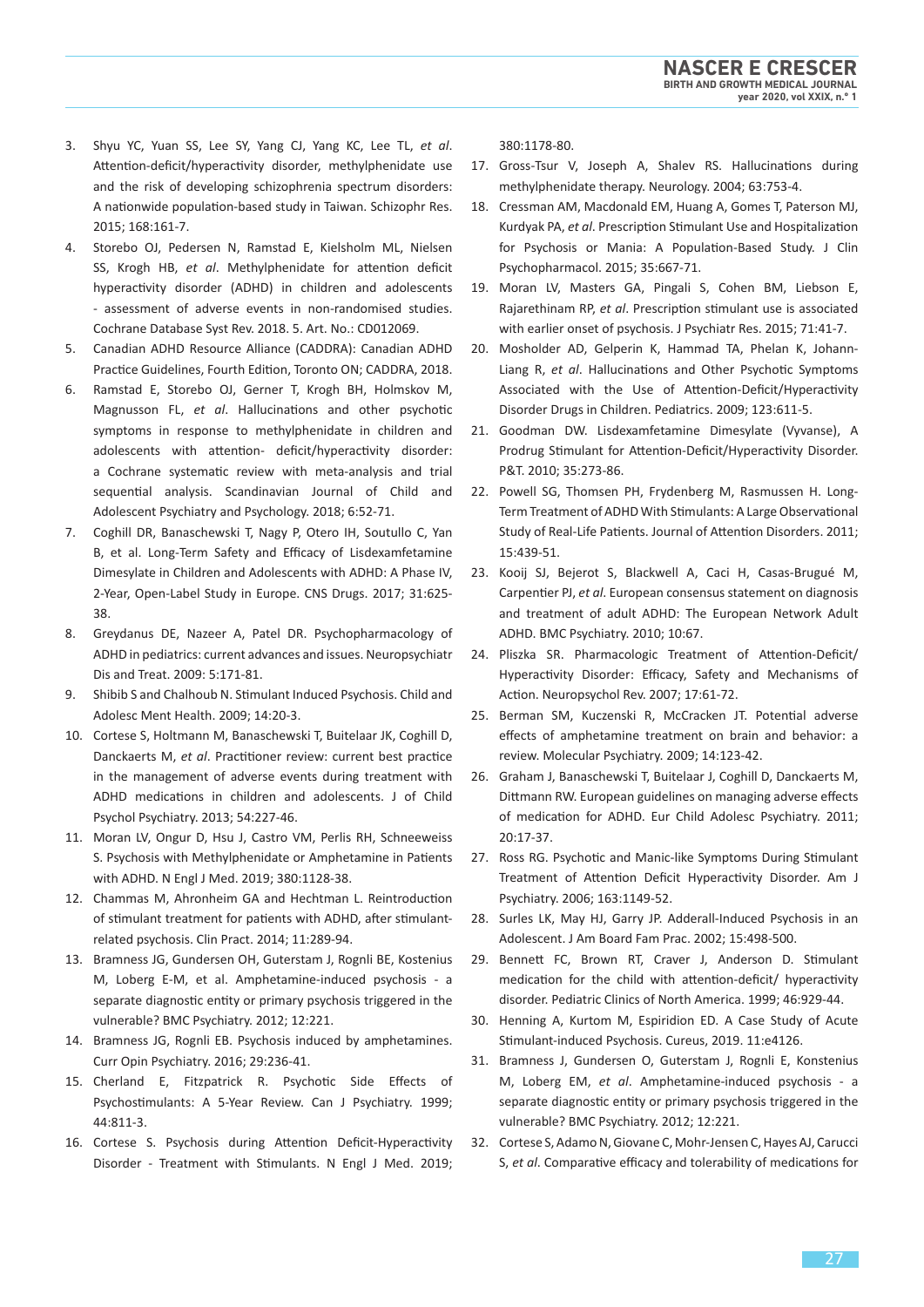3. Shyu YC, Yuan SS, Lee SY, Yang CJ, Yang KC, Lee TL, *et al*. Attention-deficit/hyperactivity disorder, methylphenidate use and the risk of developing schizophrenia spectrum disorders: A nationwide population-based study in Taiwan. Schizophr Res. 2015; 168:161-7.
4. Storebo OJ, Pedersen N, Ramstad E, Kielsholm ML, Nielsen SS, Krogh HB, *et al*. Methylphenidate for attention deficit hyperactivity disorder (ADHD) in children and adolescents - assessment of adverse events in non-randomised studies. Cochrane Database Syst Rev. 2018. 5. Art. No.: CD012069.
5. Canadian ADHD Resource Alliance (CADDRA): Canadian ADHD Practice Guidelines, Fourth Edition, Toronto ON; CADDRA, 2018.
6. Ramstad E, Storebo OJ, Gerner T, Krogh BH, Holmskov M, Magnusson FL, *et al*. Hallucinations and other psychotic symptoms in response to methylphenidate in children and adolescents with attention- deficit/hyperactivity disorder: a Cochrane systematic review with meta-analysis and trial sequential analysis. Scandinavian Journal of Child and Adolescent Psychiatry and Psychology. 2018; 6:52-71.
7. Coghill DR, Banaschewski T, Nagy P, Otero IH, Soutullo C, Yan B, et al. Long-Term Safety and Efficacy of Lisdexamfetamine Dimesylate in Children and Adolescents with ADHD: A Phase IV, 2-Year, Open-Label Study in Europe. CNS Drugs. 2017; 31:625-38.
8. Greydanus DE, Nazeer A, Patel DR. Psychopharmacology of ADHD in pediatrics: current advances and issues. Neuropsychiatr Dis and Treat. 2009: 5:171-81.
9. Shibib S and Chalhoub N. Stimulant Induced Psychosis. Child and Adolesc Ment Health. 2009; 14:20-3.
10. Cortese S, Holtmann M, Banaschewski T, Buitelaar JK, Coghill D, Danckaerts M, *et al*. Practitioner review: current best practice in the management of adverse events during treatment with ADHD medications in children and adolescents. J of Child Psychol Psychiatry. 2013; 54:227-46.
11. Moran LV, Ongur D, Hsu J, Castro VM, Perlis RH, Schneeweiss S. Psychosis with Methylphenidate or Amphetamine in Patients with ADHD. N Engl J Med. 2019; 380:1128-38.
12. Chammas M, Ahronheim GA and Hechtman L. Reintroduction of stimulant treatment for patients with ADHD, after stimulant-related psychosis. Clin Pract. 2014; 11:289-94.
13. Bramness JG, Gundersen OH, Guterstam J, Rognli BE, Kostenius M, Loberg E-M, et al. Amphetamine-induced psychosis - a separate diagnostic entity or primary psychosis triggered in the vulnerable? BMC Psychiatry. 2012; 12:221.
14. Bramness JG, Rognli EB. Psychosis induced by amphetamines. Curr Opin Psychiatry. 2016; 29:236-41.
15. Cherland E, Fitzpatrick R. Psychotic Side Effects of Psychostimulants: A 5-Year Review. Can J Psychiatry. 1999; 44:811-3.
16. Cortese S. Psychosis during Attention Deficit-Hyperactivity Disorder - Treatment with Stimulants. N Engl J Med. 2019; 380:1178-80.
17. Gross-Tsur V, Joseph A, Shalev RS. Hallucinations during methylphenidate therapy. Neurology. 2004; 63:753-4.
18. Cressman AM, Macdonald EM, Huang A, Gomes T, Paterson MJ, Kurdyak PA, *et al*. Prescription Stimulant Use and Hospitalization for Psychosis or Mania: A Population-Based Study. J Clin Psychopharmacol. 2015; 35:667-71.
19. Moran LV, Masters GA, Pingali S, Cohen BM, Liebson E, Rajarethinam RP, *et al*. Prescription stimulant use is associated with earlier onset of psychosis. J Psychiatr Res. 2015; 71:41-7.
20. Mosholder AD, Gelperin K, Hammad TA, Phelan K, Johann-Liang R, *et al*. Hallucinations and Other Psychotic Symptoms Associated with the Use of Attention-Deficit/Hyperactivity Disorder Drugs in Children. Pediatrics. 2009; 123:611-5.
21. Goodman DW. Lisdexamfetamine Dimesylate (Vyvanse), A Prodrug Stimulant for Attention-Deficit/Hyperactivity Disorder. P&T. 2010; 35:273-86.
22. Powell SG, Thomsen PH, Frydenberg M, Rasmussen H. Long-Term Treatment of ADHD With Stimulants: A Large Observational Study of Real-Life Patients. Journal of Attention Disorders. 2011; 15:439-51.
23. Kooij SJ, Bejerot S, Blackwell A, Caci H, Casas-Brugué M, Carpentier PJ, *et al*. European consensus statement on diagnosis and treatment of adult ADHD: The European Network Adult ADHD. BMC Psychiatry. 2010; 10:67.
24. Pliszka SR. Pharmacologic Treatment of Attention-Deficit/Hyperactivity Disorder: Efficacy, Safety and Mechanisms of Action. Neuropsychol Rev. 2007; 17:61-72.
25. Berman SM, Kuczenski R, McCracken JT. Potential adverse effects of amphetamine treatment on brain and behavior: a review. Molecular Psychiatry. 2009; 14:123-42.
26. Graham J, Banaschewski T, Buitelaar J, Coghill D, Danckaerts M, Dittmann RW. European guidelines on managing adverse effects of medication for ADHD. Eur Child Adolesc Psychiatry. 2011; 20:17-37.
27. Ross RG. Psychotic and Manic-like Symptoms During Stimulant Treatment of Attention Deficit Hyperactivity Disorder. Am J Psychiatry. 2006; 163:1149-52.
28. Surles LK, May HJ, Garry JP. Adderall-Induced Psychosis in an Adolescent. J Am Board Fam Prac. 2002; 15:498-500.
29. Bennett FC, Brown RT, Craver J, Anderson D. Stimulant medication for the child with attention-deficit/ hyperactivity disorder. Pediatric Clinics of North America. 1999; 46:929-44.
30. Henning A, Kurtom M, Espiridion ED. A Case Study of Acute Stimulant-induced Psychosis. Cureus, 2019. 11:e4126.
31. Bramness J, Gundersen O, Guterstam J, Rognli E, Konstenius M, Loberg EM, *et al*. Amphetamine-induced psychosis - a separate diagnostic entity or primary psychosis triggered in the vulnerable? BMC Psychiatry. 2012; 12:221.
32. Cortese S, Adamo N, Giovane C, Mohr-Jensen C, Hayes AJ, Carucci S, *et al*. Comparative efficacy and tolerability of medications for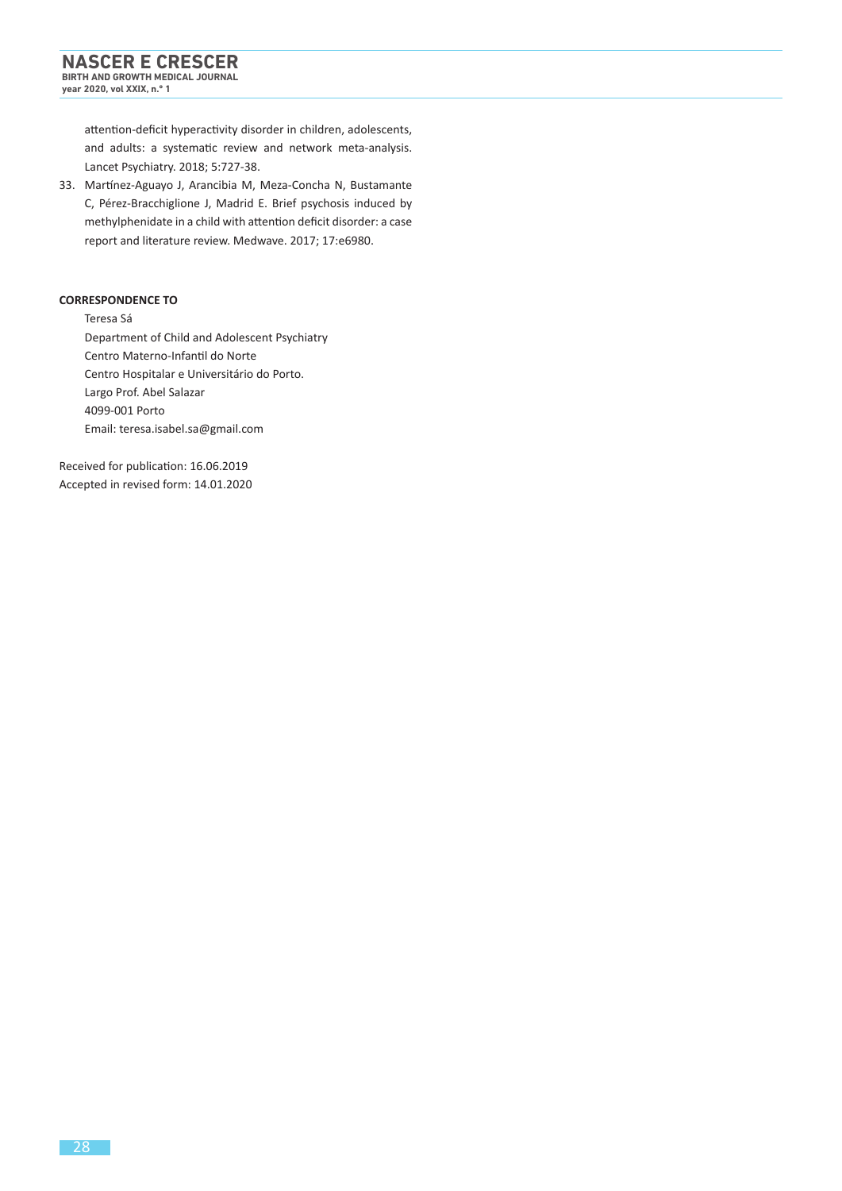attention-deficit hyperactivity disorder in children, adolescents, and adults: a systematic review and network meta-analysis. Lancet Psychiatry. 2018; 5:727-38.

33. Martínez-Aguayo J, Arancibia M, Meza-Concha N, Bustamante C, Pérez-Bracchiglione J, Madrid E. Brief psychosis induced by methylphenidate in a child with attention deficit disorder: a case report and literature review. Medwave. 2017; 17:e6980.

**CORRESPONDENCE TO**

Teresa Sá
Department of Child and Adolescent Psychiatry
Centro Materno-Infantil do Norte
Centro Hospitalar e Universitário do Porto.
Largo Prof. Abel Salazar
4099-001 Porto
Email: teresa.isabel.sa@gmail.com

Received for publication: 16.06.2019
Accepted in revised form: 14.01.2020